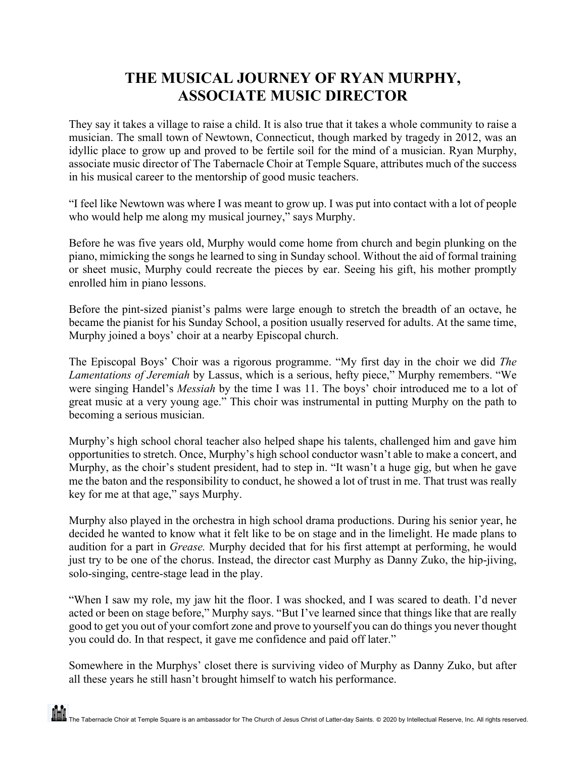# THE MUSICAL JOURNEY OF RYAN MURPHY, ASSOCIATE MUSIC DIRECTOR

They say it takes a village to raise a child. It is also true that it takes a whole community to raise a musician. The small town of Newtown, Connecticut, though marked by tragedy in 2012, was an idyllic place to grow up and proved to be fertile soil for the mind of a musician. Ryan Murphy, associate music director of The Tabernacle Choir at Temple Square, attributes much of the success in his musical career to the mentorship of good music teachers.

"I feel like Newtown was where I was meant to grow up. I was put into contact with a lot of people who would help me along my musical journey," says Murphy.

Before he was five years old, Murphy would come home from church and begin plunking on the piano, mimicking the songs he learned to sing in Sunday school. Without the aid of formal training or sheet music, Murphy could recreate the pieces by ear. Seeing his gift, his mother promptly enrolled him in piano lessons.

Before the pint-sized pianist's palms were large enough to stretch the breadth of an octave, he became the pianist for his Sunday School, a position usually reserved for adults. At the same time, Murphy joined a boys' choir at a nearby Episcopal church.

The Episcopal Boys' Choir was a rigorous programme. "My first day in the choir we did *The Lamentations of Jeremiah* by Lassus, which is a serious, hefty piece," Murphy remembers. "We were singing Handel's *Messiah* by the time I was 11. The boys' choir introduced me to a lot of great music at a very young age." This choir was instrumental in putting Murphy on the path to becoming a serious musician.

Murphy's high school choral teacher also helped shape his talents, challenged him and gave him opportunities to stretch. Once, Murphy's high school conductor wasn't able to make a concert, and Murphy, as the choir's student president, had to step in. "It wasn't a huge gig, but when he gave me the baton and the responsibility to conduct, he showed a lot of trust in me. That trust was really key for me at that age," says Murphy.

Murphy also played in the orchestra in high school drama productions. During his senior year, he decided he wanted to know what it felt like to be on stage and in the limelight. He made plans to audition for a part in *Grease.* Murphy decided that for his first attempt at performing, he would just try to be one of the chorus. Instead, the director cast Murphy as Danny Zuko, the hip-jiving, solo-singing, centre-stage lead in the play.

"When I saw my role, my jaw hit the floor. I was shocked, and I was scared to death. I'd never acted or been on stage before," Murphy says. "But I've learned since that things like that are really good to get you out of your comfort zone and prove to yourself you can do things you never thought you could do. In that respect, it gave me confidence and paid off later."

Somewhere in the Murphys' closet there is surviving video of Murphy as Danny Zuko, but after all these years he still hasn't brought himself to watch his performance.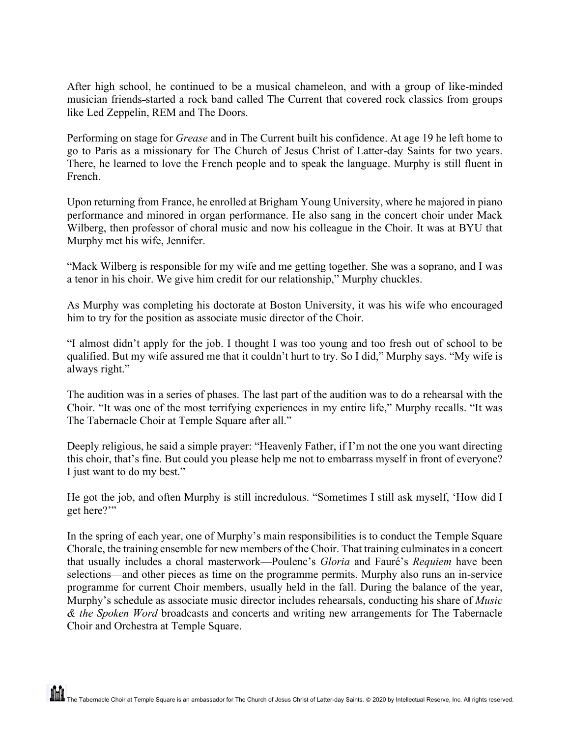After high school, he continued to be a musical chameleon, and with a group of like-minded musician friends started a rock band called The Current that covered rock classics from groups like Led Zeppelin, REM and The Doors.

Performing on stage for *Grease* and in The Current built his confidence. At age 19 he left home to go to Paris as a missionary for The Church of Jesus Christ of Latter-day Saints for two years. There, he learned to love the French people and to speak the language. Murphy is still fluent in French.

Upon returning from France, he enrolled at Brigham Young University, where he majored in piano performance and minored in organ performance. He also sang in the concert choir under Mack Wilberg, then professor of choral music and now his colleague in the Choir. It was at BYU that Murphy met his wife, Jennifer.

"Mack Wilberg is responsible for my wife and me getting together. She was a soprano, and I was a tenor in his choir. We give him credit for our relationship," Murphy chuckles.

As Murphy was completing his doctorate at Boston University, it was his wife who encouraged him to try for the position as associate music director of the Choir.

"I almost didn't apply for the job. I thought I was too young and too fresh out of school to be qualified. But my wife assured me that it couldn't hurt to try. So I did," Murphy says. "My wife is always right."

The audition was in a series of phases. The last part of the audition was to do a rehearsal with the Choir. "It was one of the most terrifying experiences in my entire life," Murphy recalls. "It was The Tabernacle Choir at Temple Square after all."

Deeply religious, he said a simple prayer: "Heavenly Father, if I'm not the one you want directing this choir, that's fine. But could you please help me not to embarrass myself in front of everyone? I just want to do my best."

He got the job, and often Murphy is still incredulous. "Sometimes I still ask myself, 'How did I get here?'"

In the spring of each year, one of Murphy's main responsibilities is to conduct the Temple Square Chorale, the training ensemble for new members of the Choir. That training culminates in a concert that usually includes a choral masterwork—Poulenc's *Gloria* and Fauré's *Requiem* have been selections—and other pieces as time on the programme permits. Murphy also runs an in-service programme for current Choir members, usually held in the fall. During the balance of the year, Murphy's schedule as associate music director includes rehearsals, conducting his share of *Music & the Spoken Word* broadcasts and concerts and writing new arrangements for The Tabernacle Choir and Orchestra at Temple Square.